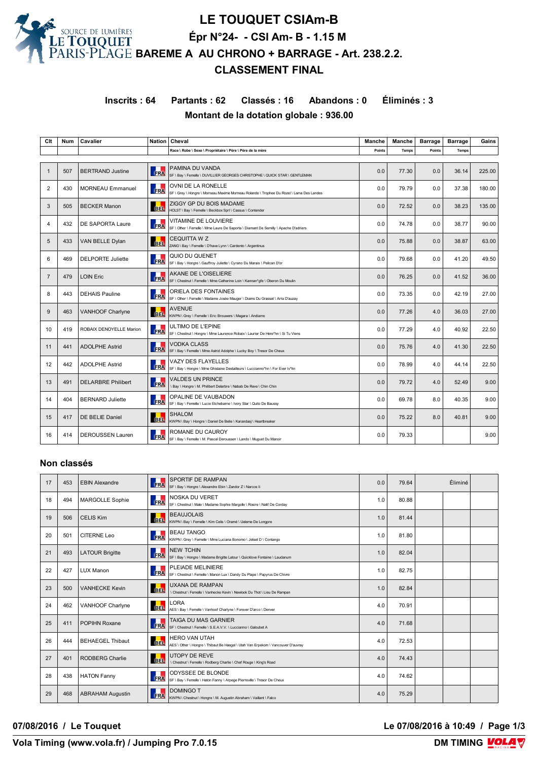# LE TOUQUET CSIAm-B

## Épr N°24- - CSI Am- B - 1.15 M

## BAREME A AU CHRONO + BARRAGE - Art. 238.2.2.

## CLASSEMENT FINAL

**Inscrits : 64 Partants : 62 Classés : 16 Abandons : 0 Éliminés : 3**

**Montant de la dotation globale : 936.00**

| Clt | Num | Cavalier | Nation | Cheval<br>Race \ Robe \ Sexe \ Propriétaire \ Père \ Père de la mère | Manche Points | Manche Temps | Barrage Points | Barrage Temps | Gains |
|---|---|---|---|---|---|---|---|---|---|
| 1 | 507 | BERTRAND Justine | FRA | PAMINA DU VANDA<br>SF \ Bay \ Femelle \ DUVILLIER GEORGES CHRISTOPHE \ QUICK STAR \ GENTLEMAN | 0.0 | 77.30 | 0.0 | 36.14 | 225.00 |
| 2 | 430 | MORNEAU Emmanuel | FRA | OVNI DE LA RONELLE<br>SF \ Grey \ Hongre \ Morneau Maxime Morneau Rolande \ Trophee Du Rozel \ Lama Des Landes | 0.0 | 79.79 | 0.0 | 37.38 | 180.00 |
| 3 | 505 | BECKER Manon | BEL | ZIGGY GP DU BOIS MADAME<br>HOLST \ Bay \ Femelle \ Beckbox Sprl \ Cassus \ Contender | 0.0 | 72.52 | 0.0 | 38.23 | 135.00 |
| 4 | 432 | DE SAPORTA Laure | FRA | VITAMINE DE LOUVIERE<br>SF \ Other \ Femelle \ Mme Laure De Saporta \ Diamant De Semilly \ Apache D'adriers | 0.0 | 74.78 | 0.0 | 38.77 | 90.00 |
| 5 | 433 | VAN BELLE Dylan | BEL | CEQUITTA W Z<br>ZANG \ Bay \ Femelle \ D'have Lynn \ Cardento \ Argentinus | 0.0 | 75.88 | 0.0 | 38.87 | 63.00 |
| 6 | 469 | DELPORTE Juliette | FRA | QUIO DU QUENET<br>SF \ Bay \ Hongre \ Gauffroy Juliette \ Cyrano Du Marais \ Pelican D'or | 0.0 | 79.68 | 0.0 | 41.20 | 49.50 |
| 7 | 479 | LOIN Eric | FRA | AKANE DE L'OISELIERE<br>SF \ Chestnut \ Femelle \ Mme Catherine Loin \ Kannan*gfe \ Oberon Du Moulin | 0.0 | 76.25 | 0.0 | 41.52 | 36.00 |
| 8 | 443 | DEHAIS Pauline | FRA | ORIELA DES FONTAINES<br>SF \ Other \ Femelle \ Madame Josée Mauger \ Diams Du Grasset \ Arra D'auzay | 0.0 | 73.35 | 0.0 | 42.19 | 27.00 |
| 9 | 463 | VANHOOF Charlyne | BEL | AVENUE<br>KWPN \ Grey \ Femelle \ Eric Brouwers \ Magara \ Andiamo | 0.0 | 77.26 | 4.0 | 36.03 | 27.00 |
| 10 | 419 | ROBAIX DENOYELLE Marion | FRA | ULTIMO DE L'EPINE<br>SF \ Chestnut \ Hongre \ Mme Laurence Robaix \ Laurier De Here*hn \ Si Tu Viens | 0.0 | 77.29 | 4.0 | 40.92 | 22.50 |
| 11 | 441 | ADOLPHE Astrid | FRA | VODKA CLASS<br>SF \ Bay \ Femelle \ Mme Astrid Adolphe \ Lucky Boy \ Tresor De Cheux | 0.0 | 75.76 | 4.0 | 41.30 | 22.50 |
| 12 | 442 | ADOLPHE Astrid | FRA | VAZY DES FLAYELLES<br>SF \ Bay \ Hongre \ Mme Ghislaine Destailleurs \ Luccianno*hn \ For Ever Iv*hn | 0.0 | 78.99 | 4.0 | 44.14 | 22.50 |
| 13 | 491 | DELARBRE Philibert | FRA | VALDES UN PRINCE<br>\ Bay \ Hongre \ M. Philibert Delarbre \ Nabab De Reve \ Chin Chin | 0.0 | 79.72 | 4.0 | 52.49 | 9.00 |
| 14 | 404 | BERNARD Juliette | FRA | OPALINE DE VAUBADON<br>SF \ Bay \ Femelle \ Lucie Etchebarne \ Ivory Star \ Quito De Baussy | 0.0 | 69.78 | 8.0 | 40.35 | 9.00 |
| 15 | 417 | DE BELIE Daniel | BEL | SHALOM<br>KWPN \ Bay \ Hongre \ Daniel De Belie \ Karandasj \ Heartbreaker | 0.0 | 75.22 | 8.0 | 40.81 | 9.00 |
| 16 | 414 | DEROUSSEN Lauren | FRA | ROMANE DU CAUROY<br>SF \ Bay \ Femelle \ M. Pascal Deroussen \ Lando \ Muguet Du Manoir | 0.0 | 79.33 | | | 9.00 |

## Non classés

| Clt | Num | Cavalier | Nation | Cheval | Manche Points | Manche Temps | Barrage Points | Barrage Temps | Gains |
|---|---|---|---|---|---|---|---|---|---|
| 17 | 453 | EBIN Alexandre | FRA | SPORTIF DE RAMPAN<br>SF \ Bay \ Hongre \ Alexandre Ebin \ Zandor Z \ Narcos Ii | 0.0 | 79.64 | | Éliminé | |
| 18 | 494 | MARGOLLE Sophie | FRA | NOSKA DU VERET<br>SF \ Chestnut \ Male \ Madame Sophie Margolle \ Rosire \ Natif De Corday | 1.0 | 80.88 | | | |
| 19 | 506 | CELIS Kim | BEL | BEAUJOLAIS<br>KWPN \ Bay \ Femelle \ Kim Celis \ Oramé \ Ueleme De Longpre | 1.0 | 81.44 | | | |
| 20 | 501 | CITERNE Leo | FRA | BEAU TANGO<br>KWPN \ Grey \ Femelle \ Mme Luciana Bonomo \ Jetset D \ Contango | 1.0 | 81.80 | | | |
| 21 | 493 | LATOUR Brigitte | FRA | NEW TCHIN<br>SF \ Bay \ Hongre \ Madame Brigitte Latour \ Quicklove Fontaine \ Laudanum | 1.0 | 82.04 | | | |
| 22 | 427 | LUX Manon | FRA | PLEIADE MELINIERE<br>SF \ Chestnut \ Femelle \ Manon Lux \ Dandy Du Plape \ Papyrus De Chivre | 1.0 | 82.75 | | | |
| 23 | 500 | VANHECKE Kevin | BEL | UXANA DE RAMPAN<br>\ Chestnut \ Femelle \ Vanhecke Kevin \ Newlook Du Thot \ Lieu De Rampan | 1.0 | 82.84 | | | |
| 24 | 462 | VANHOOF Charlyne | BEL | LORA<br>AES \ Bay \ Femelle \ Vanhoof Charlyne \ Forever D'arco \ Denver | 4.0 | 70.91 | | | |
| 25 | 411 | POPIHN Roxane | FRA | TAIGA DU MAS GARNIER<br>SF \ Chestnut \ Femelle \ S.E.A.V.V. \ Luccianno \ Galoubet A | 4.0 | 71.68 | | | |
| 26 | 444 | BEHAEGEL Thibaut | BEL | HERO VAN UTAH<br>AES \ Other \ Hongre \ Thibaut Be Haegel \ Utah Van Erpekom \ Vancouver D'auvray | 4.0 | 72.53 | | | |
| 27 | 401 | RODBERG Charlie | BEL | UTOPY DE REVE<br>\ Chestnut \ Femelle \ Rodberg Charlie \ Chef Rouge \ King's Road | 4.0 | 74.43 | | | |
| 28 | 438 | HATON Fanny | FRA | ODYSSEE DE BLONDE<br>SF \ Bay \ Femelle \ Haton Fanny \ Arpege Pierreville \ Tresor De Cheux | 4.0 | 74.62 | | | |
| 29 | 468 | ABRAHAM Augustin | FRA | DOMINGO T<br>KWPN \ Chestnut \ Hongre \ M. Augustin Abraham \ Vaillant \ Falco | 4.0 | 75.29 | | | |

07/08/2016 / Le Touquet

Le 07/08/2016 à 10:49

Vola Timing (www.vola.fr) / Jumping Pro 7.0.15

DM TIMING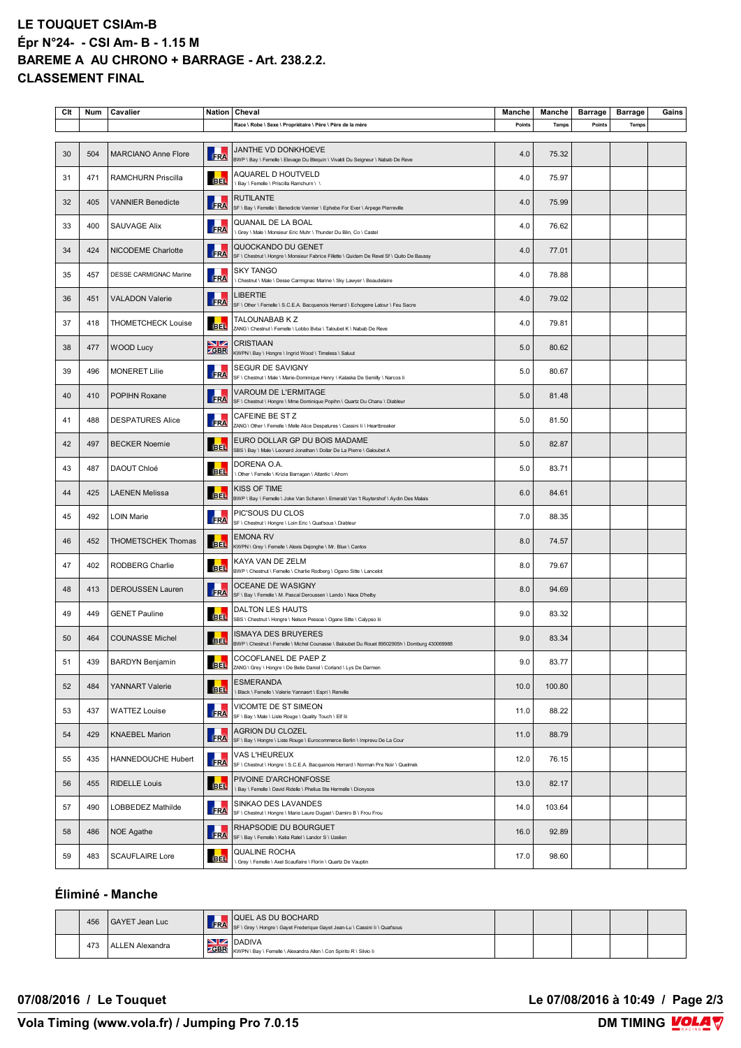# LE TOUQUET CSIAm-B

# Épr N°24- - CSI Am- B - 1.15 M

# BAREME A AU CHRONO + BARRAGE - Art. 238.2.2.

# CLASSEMENT FINAL

| Clt | Num | Cavalier | Nation | Cheval | Manche | Manche | Barrage | Barrage | Gains |
|---|---|---|---|---|---|---|---|---|---|
| | | | | Race \ Robe \ Sexe \ Propriétaire \ Père \ Père de la mère | Points | Temps | Points | Temps | |
| 30 | 504 | MARCIANO Anne Flore | FRA | JANTHE VD DONKHOEVE<br>BWP \ Bay \ Femelle \ Elevage Du Blequin \ Vivaldi Du Seigneur \ Nabab De Reve | 4.0 | 75.32 | | | |
| 31 | 471 | RAMCHURN Priscilla | BEL | AQUAREL D HOUTVELD<br>\ Bay \ Femelle \ Priscilla Ramchurn \ \ | 4.0 | 75.97 | | | |
| 32 | 405 | VANNIER Benedicte | FRA | RUTILANTE<br>SF \ Bay \ Femelle \ Benedicte Vannier \ Ephebe For Ever \ Arpege Pierreville | 4.0 | 75.99 | | | |
| 33 | 400 | SAUVAGE Alix | FRA | QUANAIL DE LA BOAL<br>\ Grey \ Male \ Monsieur Eric Muhr \ Thunder Du Blin, Co \ Castel | 4.0 | 76.62 | | | |
| 34 | 424 | NICODEME Charlotte | FRA | QUOCKANDO DU GENET<br>SF \ Chestnut \ Hongre \ Monsieur Fabrice Fillette \ Quidam De Revel Sf \ Quito De Baussy | 4.0 | 77.01 | | | |
| 35 | 457 | DESSE CARMIGNAC Marine | FRA | SKY TANGO<br>\ Chestnut \ Male \ Desse Carmignac Marine \ Sky Lawyer \ Beaudelaire | 4.0 | 78.88 | | | |
| 36 | 451 | VALADON Valerie | FRA | LIBERTIE<br>SF \ Other \ Femelle \ S.C.E.A. Bacquenois Herrard \ Echogene Latour \ Feu Sacre | 4.0 | 79.02 | | | |
| 37 | 418 | THOMETCHECK Louise | BEL | TALOUNABAB K Z<br>ZANG \ Chestnut \ Femelle \ Lobbo Bvba \ Taloubet K \ Nabab De Reve | 4.0 | 79.81 | | | |
| 38 | 477 | WOOD Lucy | GBR | CRISTIAAN<br>KWPN \ Bay \ Hongre \ Ingrid Wood \ Timeless \ Saluut | 5.0 | 80.62 | | | |
| 39 | 496 | MONERET Lilie | FRA | SEGUR DE SAVIGNY<br>SF \ Chestnut \ Male \ Marie-Dominique Henry \ Kalaska De Semilly \ Narcos Ii | 5.0 | 80.67 | | | |
| 40 | 410 | POPIHN Roxane | FRA | VAROUM DE L'ERMITAGE<br>SF \ Chestnut \ Hongre \ Mme Dominique Popihn \ Quartz Du Chanu \ Diableur | 5.0 | 81.48 | | | |
| 41 | 488 | DESPATURES Alice | FRA | CAFEINE BE ST Z<br>ZANG \ Other \ Femelle \ Melle Alice Despatures \ Cassini Ii \ Heartbreaker | 5.0 | 81.50 | | | |
| 42 | 497 | BECKER Noemie | BEL | EURO DOLLAR GP DU BOIS MADAME<br>SBS \ Bay \ Male \ Leonard Jonathan \ Dollar De La Pierre \ Galoubet A | 5.0 | 82.87 | | | |
| 43 | 487 | DAOUT Chloé | BEL | DORENA O.A.<br>\ Other \ Femelle \ Krizia Barragan \ Atlantic \ Ahorn | 5.0 | 83.71 | | | |
| 44 | 425 | LAENEN Melissa | BEL | KISS OF TIME<br>BWP \ Bay \ Femelle \ Joke Van Scharen \ Emerald Van 't Ruytershof \ Aydin Des Malais | 6.0 | 84.61 | | | |
| 45 | 492 | LOIN Marie | FRA | PIC'SOUS DU CLOS<br>SF \ Chestnut \ Hongre \ Loin Eric \ Quat'sous \ Diableur | 7.0 | 88.35 | | | |
| 46 | 452 | THOMETSCHEK Thomas | BEL | EMONA RV<br>KWPN \ Grey \ Femelle \ Alexis Dejonghe \ Mr. Blue \ Cantos | 8.0 | 74.57 | | | |
| 47 | 402 | RODBERG Charlie | BEL | KAYA VAN DE ZELM<br>BWP \ Chestnut \ Femelle \ Charlie Rodberg \ Ogano Sitte \ Lancelot | 8.0 | 79.67 | | | |
| 48 | 413 | DEROUSSEN Lauren | FRA | OCEANE DE WASIGNY<br>SF \ Bay \ Femelle \ M. Pascal Deroussen \ Lando \ Naos D'helby | 8.0 | 94.69 | | | |
| 49 | 449 | GENET Pauline | BEL | DALTON LES HAUTS<br>SBS \ Chestnut \ Hongre \ Nelson Pessoa \ Ogane Sitte \ Calypso Iii | 9.0 | 83.32 | | | |
| 50 | 464 | COUNASSE Michel | BEL | ISMAYA DES BRUYERES<br>BWP \ Chestnut \ Femelle \ Michel Counasse \ Baloubet Du Rouet 89502905h \ Dornburg 430069988 | 9.0 | 83.34 | | | |
| 51 | 439 | BARDYN Benjamin | BEL | COCOFLANEL DE PAEP Z<br>ZANG \ Grey \ Hongre \ De Belie Daniel \ Corland \ Lys De Darmen | 9.0 | 83.77 | | | |
| 52 | 484 | YANNART Valerie | BEL | ESMERANDA<br>\ Black \ Femelle \ Valerie Yannaert \ Espri \ Renville | 10.0 | 100.80 | | | |
| 53 | 437 | WATTEZ Louise | FRA | VICOMTE DE ST SIMEON<br>SF \ Bay \ Male \ Liste Rouge \ Quality Touch \ Elf Iii | 11.0 | 88.22 | | | |
| 54 | 429 | KNAEBEL Marion | FRA | AGRION DU CLOZEL<br>SF \ Bay \ Hongre \ Liste Rouge \ Eurocommerce Berlin \ Imprevu De La Cour | 11.0 | 88.79 | | | |
| 55 | 435 | HANNEDOUCHE Hubert | FRA | VAS L'HEUREUX<br>SF \ Chestnut \ Hongre \ S.C.E.A. Bacquenois Herrard \ Norman Pre Noir \ Quelmek | 12.0 | 76.15 | | | |
| 56 | 455 | RIDELLE Louis | BEL | PIVOINE D'ARCHONFOSSE<br>\ Bay \ Femelle \ David Ridelle \ Phelius Ste Hermelle \ Dionysos | 13.0 | 82.17 | | | |
| 57 | 490 | LOBBEDEZ Mathilde | FRA | SINKAO DES LAVANDES<br>SF \ Chestnut \ Hongre \ Marie Laure Dugast \ Damiro B \ Frou Frou | 14.0 | 103.64 | | | |
| 58 | 486 | NOE Agathe | FRA | RHAPSODIE DU BOURGUET<br>SF \ Bay \ Femelle \ Katia Ratel \ Landor S \ Uzelien | 16.0 | 92.89 | | | |
| 59 | 483 | SCAUFLAIRE Lore | BEL | QUALINE ROCHA<br>\ Grey \ Femelle \ Axel Scauflaire \ Florin \ Quartz De Vauptin | 17.0 | 98.60 | | | |

## Éliminé - Manche

| Clt | Num | Cavalier | Nation | Cheval | Manche | Manche | Barrage | Barrage | Gains |
|---|---|---|---|---|---|---|---|---|---|
| | 456 | GAYET Jean Luc | FRA | QUEL AS DU BOCHARD<br>SF \ Grey \ Hongre \ Gayet Frederique Gayet Jean-Lu \ Cassini Ii \ Quat'sous | | | | | |
| | 473 | ALLEN Alexandra | GBR | DADIVA<br>KWPN \ Bay \ Femelle \ Alexandra Allen \ Con Spirito R \ Silvio Ii | | | | | |

07/08/2016 / Le Touquet

Le 07/08/2016 à 10:49

Vola Timing (www.vola.fr) / Jumping Pro 7.0.15

DM TIMING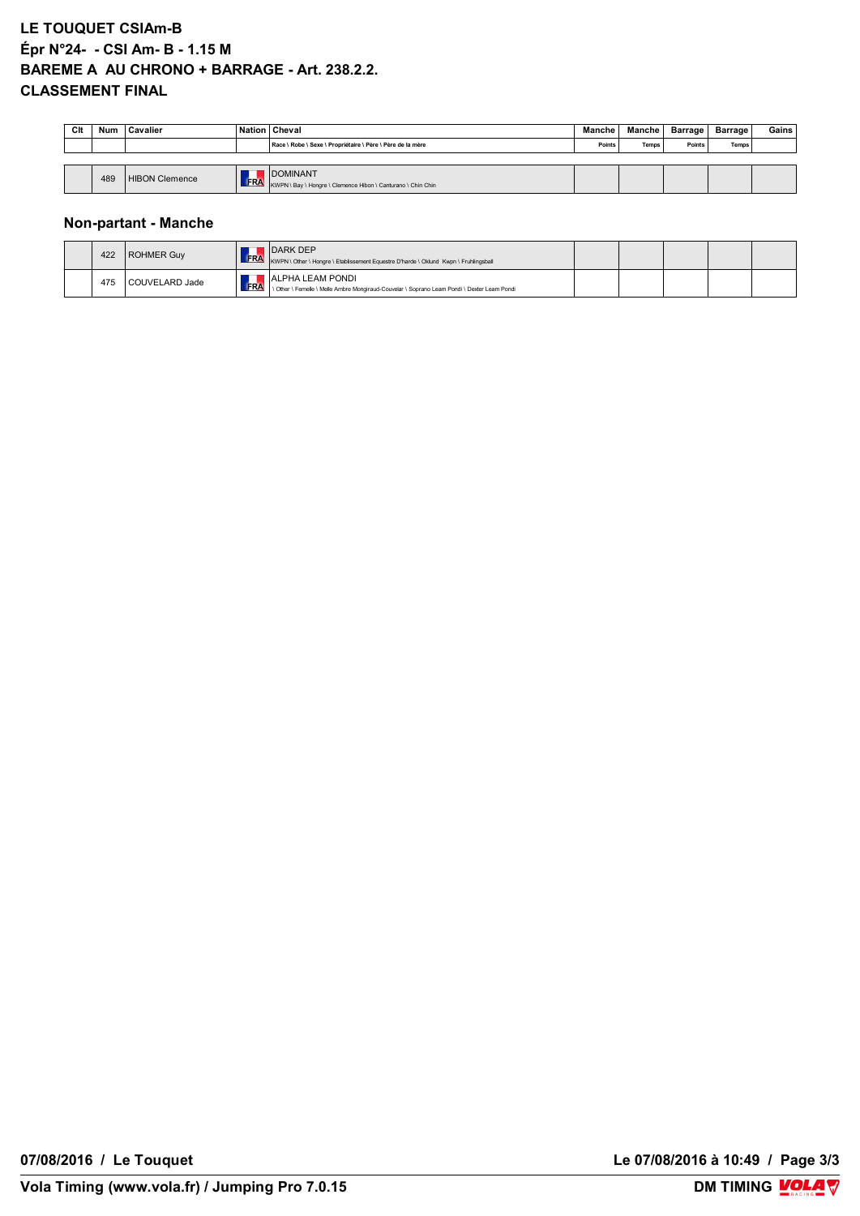# LE TOUQUET CSIAm-B
## Épr N°24- - CSI Am- B - 1.15 M
## BAREME A AU CHRONO + BARRAGE - Art. 238.2.2.
## CLASSEMENT FINAL

| Clt | Num | Cavalier | Nation | Cheval | Manche | Manche | Barrage | Barrage | Gains |
|---|---|---|---|---|---|---|---|---|---|
| | | | | Race \ Robe \ Sexe \ Propriétaire \ Père \ Père de la mère | Points | Temps | Points | Temps | |
| | 489 | HIBON Clemence | FRA | DOMINANT<br>KWPN \ Bay \ Hongre \ Clemence Hibon \ Canturano \ Chin Chin | | | | | |

## Non-partant - Manche

| | | | | | | | | | |
|---|---|---|---|---|---|---|---|---|---|
| | 422 | ROHMER Guy | FRA | DARK DEP<br>KWPN \ Other \ Hongre \ Etablissement Equestre D'harde \ Oklund Kwpn \ Fruhlingsball | | | | | |
| | 475 | COUVELARD Jade | FRA | ALPHA LEAM PONDI<br>\ Other \ Femelle \ Melle Ambre Mongiraud-Couvelar \ Soprano Leam Pondi \ Dexter Leam Pondi | | | | | |

07/08/2016 / Le Touquet

Le 07/08/2016 à 10:49

Vola Timing (www.vola.fr) / Jumping Pro 7.0.15

DM TIMING